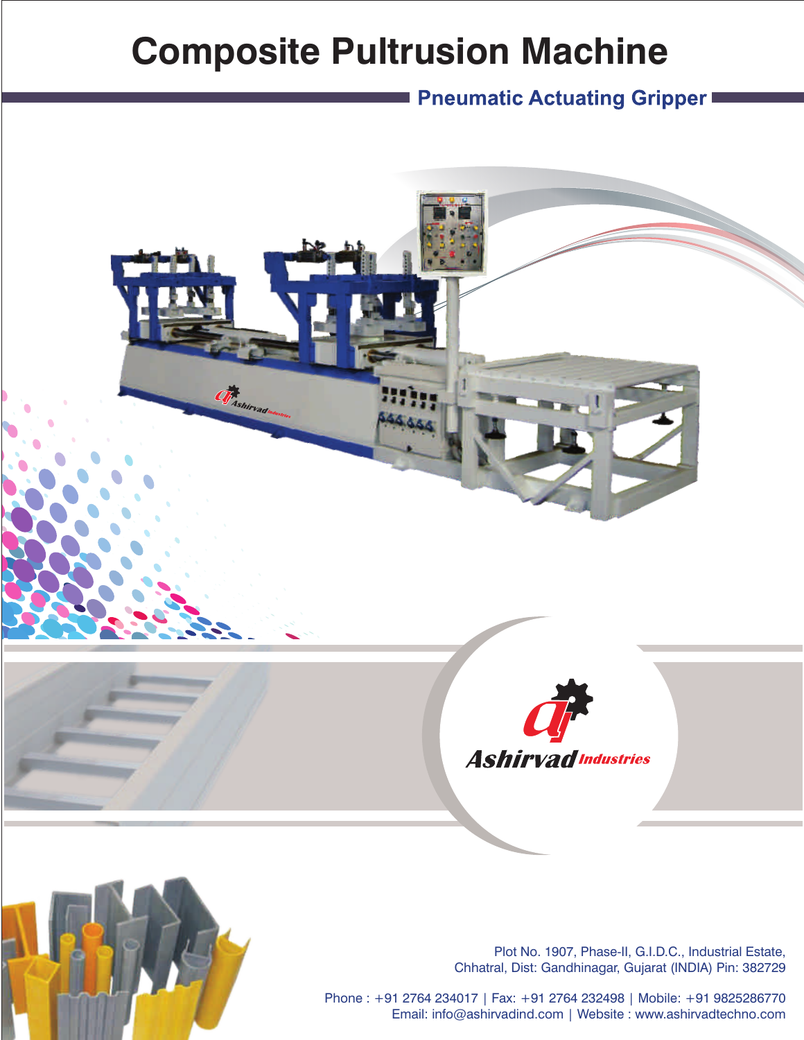# Composite Pultrusion Machine

## Pneumatic Actuating Gripper

Ashirvad Industries

Plot No. 1907, Phase-II, G.I.D.C., Industrial Estate,
Chhatral, Dist: Gandhinagar, Gujarat (INDIA) Pin: 382729

Phone : +91 2764 234017 | Fax: +91 2764 232498 | Mobile: +91 9825286770
Email: info@ashirvadind.com | Website : www.ashirvadtechno.com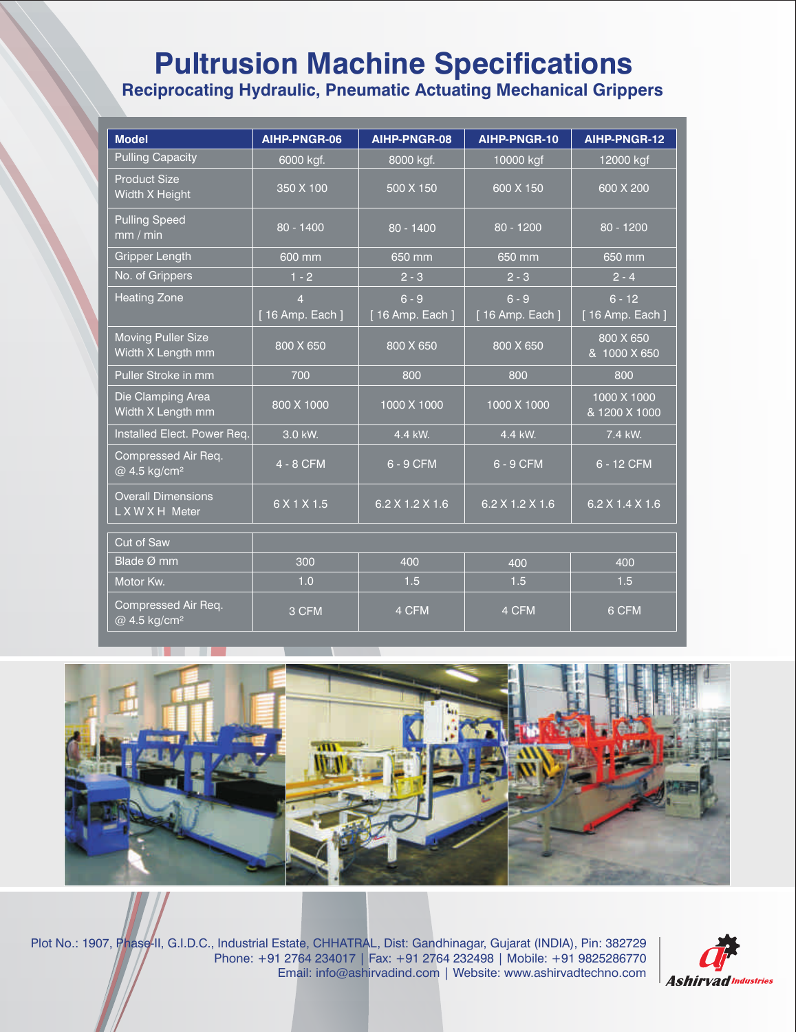# Pultrusion Machine Specifications

## Reciprocating Hydraulic, Pneumatic Actuating Mechanical Grippers

| Model | AIHP-PNGR-06 | AIHP-PNGR-08 | AIHP-PNGR-10 | AIHP-PNGR-12 |
|---|---|---|---|---|
| Pulling Capacity | 6000 kgf. | 8000 kgf. | 10000 kgf | 12000 kgf |
| Product Size Width X Height | 350 X 100 | 500 X 150 | 600 X 150 | 600 X 200 |
| Pulling Speed mm / min | 80 - 1400 | 80 - 1400 | 80 - 1200 | 80 - 1200 |
| Gripper Length | 600 mm | 650 mm | 650 mm | 650 mm |
| No. of Grippers | 1 - 2 | 2 - 3 | 2 - 3 | 2 - 4 |
| Heating Zone | 4 [ 16 Amp. Each ] | 6 - 9 [ 16 Amp. Each ] | 6 - 9 [ 16 Amp. Each ] | 6 - 12 [ 16 Amp. Each ] |
| Moving Puller Size Width X Length mm | 800 X 650 | 800 X 650 | 800 X 650 | 800 X 650 & 1000 X 650 |
| Puller Stroke in mm | 700 | 800 | 800 | 800 |
| Die Clamping Area Width X Length mm | 800 X 1000 | 1000 X 1000 | 1000 X 1000 | 1000 X 1000 & 1200 X 1000 |
| Installed Elect. Power Req. | 3.0 kW. | 4.4 kW. | 4.4 kW. | 7.4 kW. |
| Compressed Air Req. @ 4.5 kg/cm² | 4 - 8 CFM | 6 - 9 CFM | 6 - 9 CFM | 6 - 12 CFM |
| Overall Dimensions L X W X H Meter | 6 X 1 X 1.5 | 6.2 X 1.2 X 1.6 | 6.2 X 1.2 X 1.6 | 6.2 X 1.4 X 1.6 |
| Cut of Saw | | | | |
| Blade Ø mm | 300 | 400 | 400 | 400 |
| Motor Kw. | 1.0 | 1.5 | 1.5 | 1.5 |
| Compressed Air Req. @ 4.5 kg/cm² | 3 CFM | 4 CFM | 4 CFM | 6 CFM |

Plot No.: 1907, Phase-II, G.I.D.C., Industrial Estate, CHHATRAL, Dist: Gandhinagar, Gujarat (INDIA), Pin: 382729
Phone: +91 2764 234017 | Fax: +91 2764 232498 | Mobile: +91 9825286770
Email: info@ashirvadind.com | Website: www.ashirvadtechno.com

Ashirvad Industries